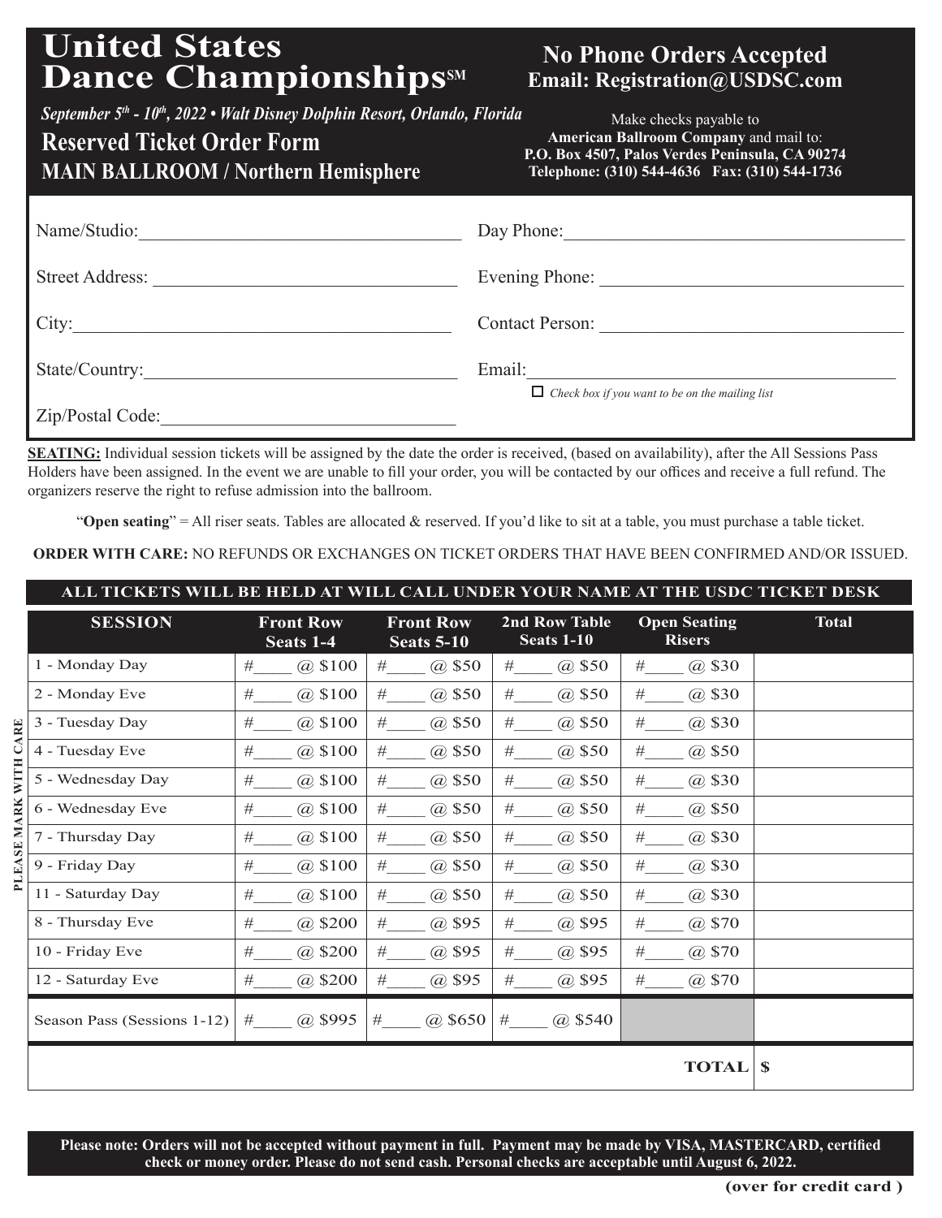# United States Dance Championships℠

*September 5th - 10th, 2022 • Walt Disney Dolphin Resort, Orlando, Florida*

## Reserved Ticket Order Form

## MAIN BALLROOM / Northern Hemisphere

**No Phone Orders Accepted**
**Email: Registration@USDSC.com**

Make checks payable to **American Ballroom Company** and mail to:
**P.O. Box 4507, Palos Verdes Peninsula, CA 90274**
**Telephone: (310) 544-4636 Fax: (310) 544-1736**

Name/Studio:\_\_\_\_\_\_\_\_\_\_\_\_\_\_\_\_\_\_\_\_\_\_\_\_\_\_\_\_\_\_\_\_

Street Address: \_\_\_\_\_\_\_\_\_\_\_\_\_\_\_\_\_\_\_\_\_\_\_\_\_\_\_\_\_\_

City:\_\_\_\_\_\_\_\_\_\_\_\_\_\_\_\_\_\_\_\_\_\_\_\_\_\_\_\_\_\_\_\_\_\_\_\_\_

State/Country:\_\_\_\_\_\_\_\_\_\_\_\_\_\_\_\_\_\_\_\_\_\_\_\_\_\_\_\_\_\_

Zip/Postal Code:\_\_\_\_\_\_\_\_\_\_\_\_\_\_\_\_\_\_\_\_\_\_\_\_\_\_\_\_

Day Phone:\_\_\_\_\_\_\_\_\_\_\_\_\_\_\_\_\_\_\_\_\_\_\_\_\_\_\_\_\_\_\_\_

Evening Phone: \_\_\_\_\_\_\_\_\_\_\_\_\_\_\_\_\_\_\_\_\_\_\_\_\_\_\_\_

Contact Person: \_\_\_\_\_\_\_\_\_\_\_\_\_\_\_\_\_\_\_\_\_\_\_\_\_\_\_

Email:\_\_\_\_\_\_\_\_\_\_\_\_\_\_\_\_\_\_\_\_\_\_\_\_\_\_\_\_\_\_\_\_\_\_\_\_

☐ *Check box if you want to be on the mailing list*

**SEATING:** Individual session tickets will be assigned by the date the order is received, (based on availability), after the All Sessions Pass Holders have been assigned. In the event we are unable to fill your order, you will be contacted by our offices and receive a full refund. The organizers reserve the right to refuse admission into the ballroom.

"**Open seating**" = All riser seats. Tables are allocated & reserved. If you'd like to sit at a table, you must purchase a table ticket.

**ORDER WITH CARE:** NO REFUNDS OR EXCHANGES ON TICKET ORDERS THAT HAVE BEEN CONFIRMED AND/OR ISSUED.

**ALL TICKETS WILL BE HELD AT WILL CALL UNDER YOUR NAME AT THE USDC TICKET DESK**

PLEASE MARK WITH CARE

| SESSION | Front Row Seats 1-4 | Front Row Seats 5-10 | 2nd Row Table Seats 1-10 | Open Seating Risers | Total |
|---|---|---|---|---|---|
| 1 - Monday Day | #\_\_\_\_ @ $100 | #\_\_\_\_ @ $50 | #\_\_\_\_ @ $50 | #\_\_\_\_ @ $30 | |
| 2 - Monday Eve | #\_\_\_\_ @ $100 | #\_\_\_\_ @ $50 | #\_\_\_\_ @ $50 | #\_\_\_\_ @ $30 | |
| 3 - Tuesday Day | #\_\_\_\_ @ $100 | #\_\_\_\_ @ $50 | #\_\_\_\_ @ $50 | #\_\_\_\_ @ $30 | |
| 4 - Tuesday Eve | #\_\_\_\_ @ $100 | #\_\_\_\_ @ $50 | #\_\_\_\_ @ $50 | #\_\_\_\_ @ $50 | |
| 5 - Wednesday Day | #\_\_\_\_ @ $100 | #\_\_\_\_ @ $50 | #\_\_\_\_ @ $50 | #\_\_\_\_ @ $30 | |
| 6 - Wednesday Eve | #\_\_\_\_ @ $100 | #\_\_\_\_ @ $50 | #\_\_\_\_ @ $50 | #\_\_\_\_ @ $50 | |
| 7 - Thursday Day | #\_\_\_\_ @ $100 | #\_\_\_\_ @ $50 | #\_\_\_\_ @ $50 | #\_\_\_\_ @ $30 | |
| 9 - Friday Day | #\_\_\_\_ @ $100 | #\_\_\_\_ @ $50 | #\_\_\_\_ @ $50 | #\_\_\_\_ @ $30 | |
| 11 - Saturday Day | #\_\_\_\_ @ $100 | #\_\_\_\_ @ $50 | #\_\_\_\_ @ $50 | #\_\_\_\_ @ $30 | |
| 8 - Thursday Eve | #\_\_\_\_ @ $200 | #\_\_\_\_ @ $95 | #\_\_\_\_ @ $95 | #\_\_\_\_ @ $70 | |
| 10 - Friday Eve | #\_\_\_\_ @ $200 | #\_\_\_\_ @ $95 | #\_\_\_\_ @ $95 | #\_\_\_\_ @ $70 | |
| 12 - Saturday Eve | #\_\_\_\_ @ $200 | #\_\_\_\_ @ $95 | #\_\_\_\_ @ $95 | #\_\_\_\_ @ $70 | |
| Season Pass (Sessions 1-12) | #\_\_\_\_ @ $995 | #\_\_\_\_ @ $650 | #\_\_\_\_ @ $540 | | |
| | | | | **TOTAL** | **$** |

**Please note: Orders will not be accepted without payment in full. Payment may be made by VISA, MASTERCARD, certified check or money order. Please do not send cash. Personal checks are acceptable until August 6, 2022.**

**(over for credit card )**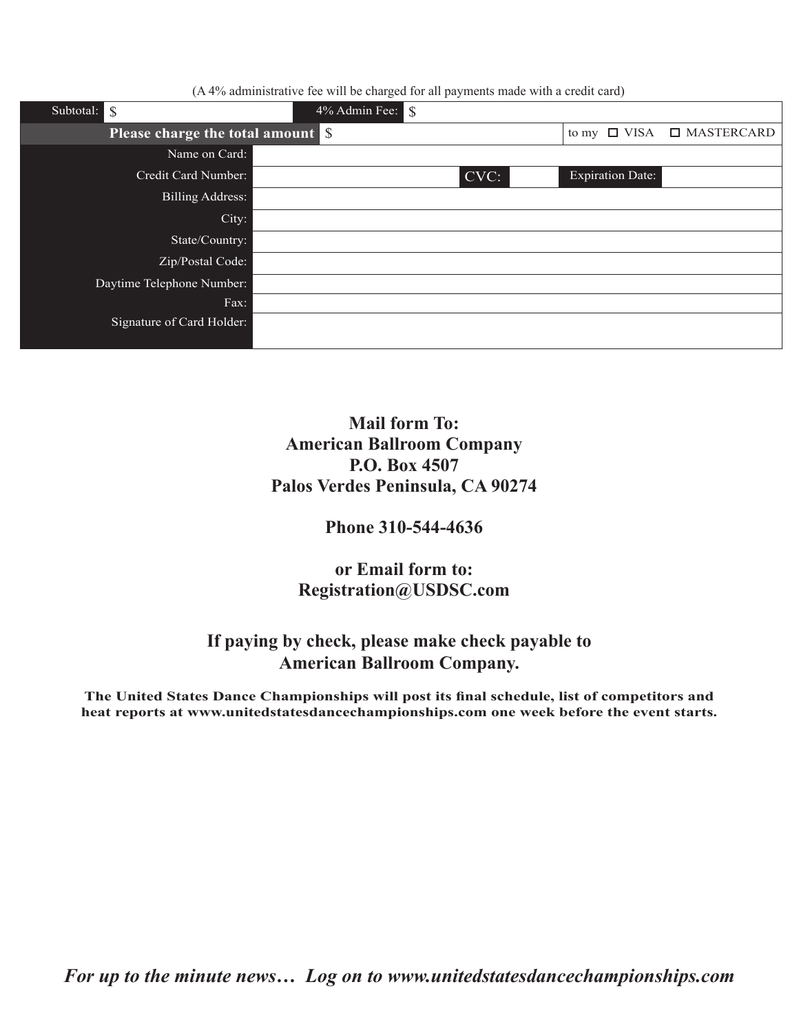(A 4% administrative fee will be charged for all payments made with a credit card)

| | | | | | |
|---|---|---|---|---|---|
| Subtotal: | $ | 4% Admin Fee: | $ | | |
| **Please charge the total amount** | $ | | | to my ☐ VISA ☐ MASTERCARD | |
| Name on Card: | | | | | |
| Credit Card Number: | | CVC: | | Expiration Date: | |
| Billing Address: | | | | | |
| City: | | | | | |
| State/Country: | | | | | |
| Zip/Postal Code: | | | | | |
| Daytime Telephone Number: | | | | | |
| Fax: | | | | | |
| Signature of Card Holder: | | | | | |

**Mail form To:**
**American Ballroom Company**
**P.O. Box 4507**
**Palos Verdes Peninsula, CA 90274**

**Phone 310-544-4636**

**or Email form to:**
**Registration@USDSC.com**

**If paying by check, please make check payable to American Ballroom Company.**

**The United States Dance Championships will post its final schedule, list of competitors and heat reports at www.unitedstatesdancechampionships.com one week before the event starts.**

***For up to the minute news… Log on to www.unitedstatesdancechampionships.com***